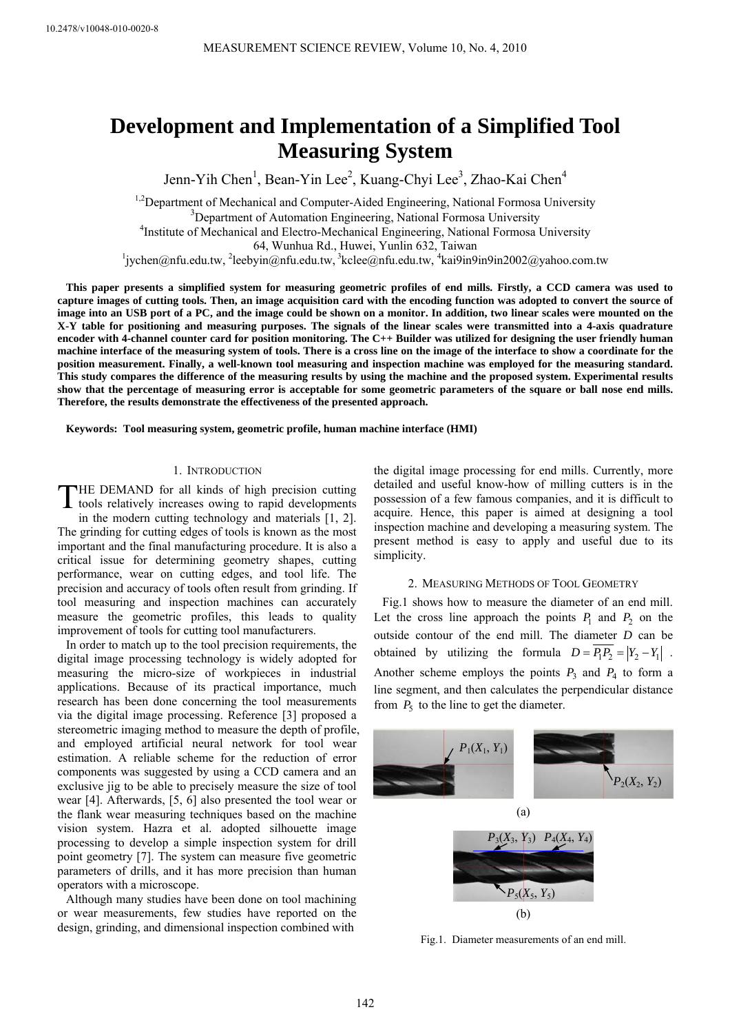# Development and Implementation of a Simplified Tool Measuring System

Jenn-Yih Chen[1], Bean-Yin Lee[2], Kuang-Chyi Lee[3], Zhao-Kai Chen[4]

[1,2]Department of Mechanical and Computer-Aided Engineering, National Formosa University
[3]Department of Automation Engineering, National Formosa University
[4]Institute of Mechanical and Electro-Mechanical Engineering, National Formosa University
64, Wunhua Rd., Huwei, Yunlin 632, Taiwan
[1]jychen@nfu.edu.tw, [2]leebyin@nfu.edu.tw, [3]kclee@nfu.edu.tw, [4]kai9in9in9in2002@yahoo.com.tw

**This paper presents a simplified system for measuring geometric profiles of end mills. Firstly, a CCD camera was used to capture images of cutting tools. Then, an image acquisition card with the encoding function was adopted to convert the source of image into an USB port of a PC, and the image could be shown on a monitor. In addition, two linear scales were mounted on the X-Y table for positioning and measuring purposes. The signals of the linear scales were transmitted into a 4-axis quadrature encoder with 4-channel counter card for position monitoring. The C++ Builder was utilized for designing the user friendly human machine interface of the measuring system of tools. There is a cross line on the image of the interface to show a coordinate for the position measurement. Finally, a well-known tool measuring and inspection machine was employed for the measuring standard. This study compares the difference of the measuring results by using the machine and the proposed system. Experimental results show that the percentage of measuring error is acceptable for some geometric parameters of the square or ball nose end mills. Therefore, the results demonstrate the effectiveness of the presented approach.**

**Keywords: Tool measuring system, geometric profile, human machine interface (HMI)**

## 1. Introduction

THE DEMAND for all kinds of high precision cutting tools relatively increases owing to rapid developments in the modern cutting technology and materials [1, 2]. The grinding for cutting edges of tools is known as the most important and the final manufacturing procedure. It is also a critical issue for determining geometry shapes, cutting performance, wear on cutting edges, and tool life. The precision and accuracy of tools often result from grinding. If tool measuring and inspection machines can accurately measure the geometric profiles, this leads to quality improvement of tools for cutting tool manufacturers.

In order to match up to the tool precision requirements, the digital image processing technology is widely adopted for measuring the micro-size of workpieces in industrial applications. Because of its practical importance, much research has been done concerning the tool measurements via the digital image processing. Reference [3] proposed a stereometric imaging method to measure the depth of profile, and employed artificial neural network for tool wear estimation. A reliable scheme for the reduction of error components was suggested by using a CCD camera and an exclusive jig to be able to precisely measure the size of tool wear [4]. Afterwards, [5, 6] also presented the tool wear or the flank wear measuring techniques based on the machine vision system. Hazra et al. adopted silhouette image processing to develop a simple inspection system for drill point geometry [7]. The system can measure five geometric parameters of drills, and it has more precision than human operators with a microscope.

Although many studies have been done on tool machining or wear measurements, few studies have reported on the design, grinding, and dimensional inspection combined with the digital image processing for end mills. Currently, more detailed and useful know-how of milling cutters is in the possession of a few famous companies, and it is difficult to acquire. Hence, this paper is aimed at designing a tool inspection machine and developing a measuring system. The present method is easy to apply and useful due to its simplicity.

## 2. Measuring Methods of Tool Geometry

Fig.1 shows how to measure the diameter of an end mill. Let the cross line approach the points $P_1$ and $P_2$ on the outside contour of the end mill. The diameter $D$ can be obtained by utilizing the formula $D = \overline{P_1P_2} = |Y_2 - Y_1|$. Another scheme employs the points $P_3$ and $P_4$ to form a line segment, and then calculates the perpendicular distance from $P_5$ to the line to get the diameter.

$P_1(X_1, Y_1)$ $P_2(X_2, Y_2)$

(a)

$P_3(X_3, Y_3)$ $P_4(X_4, Y_4)$ $P_5(X_5, Y_5)$

(b)

Fig.1. Diameter measurements of an end mill.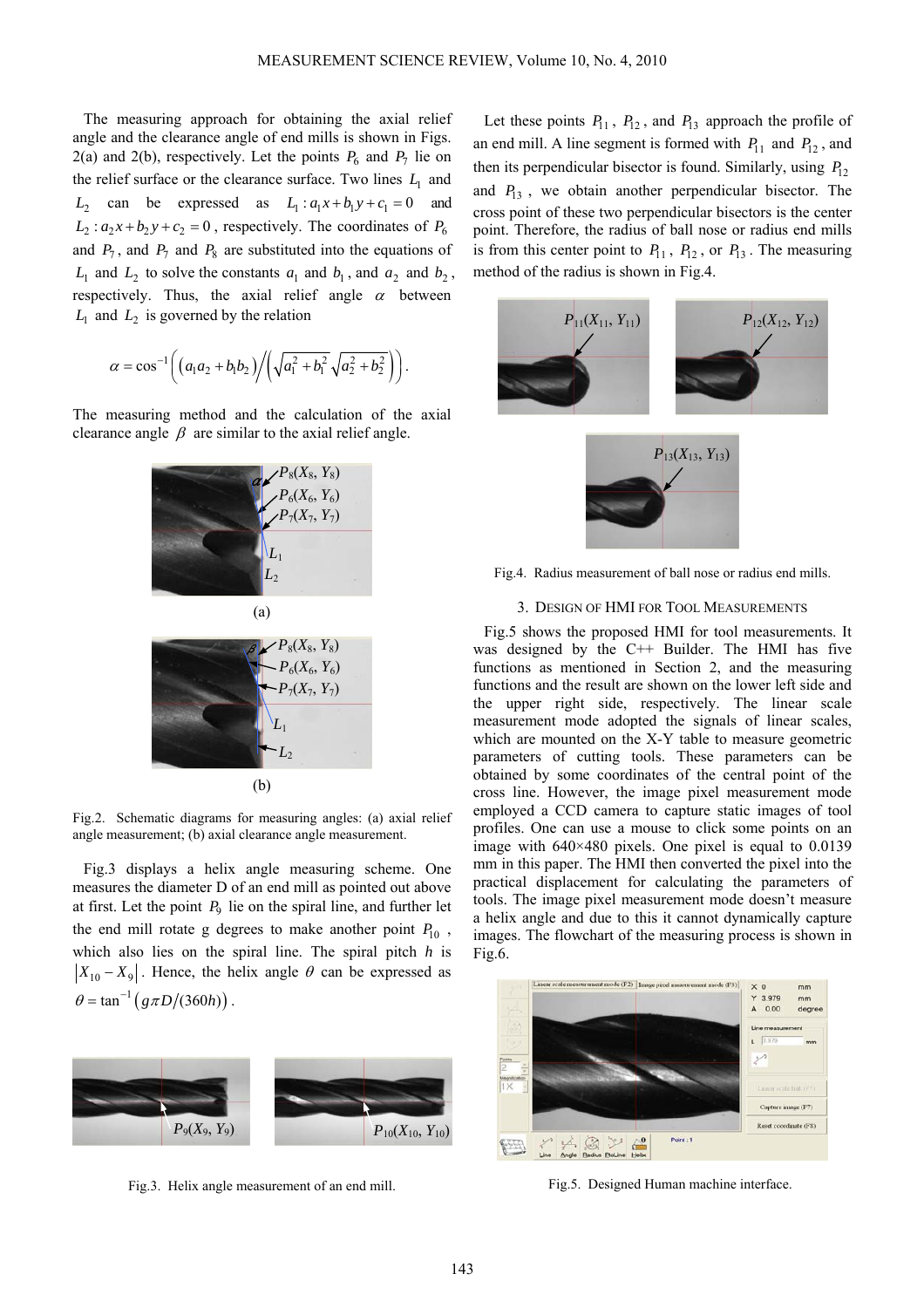The measuring approach for obtaining the axial relief angle and the clearance angle of end mills is shown in Figs. 2(a) and 2(b), respectively. Let the points $P_6$ and $P_7$ lie on the relief surface or the clearance surface. Two lines $L_1$ and $L_2$ can be expressed as $L_1 : a_1x + b_1y + c_1 = 0$ and $L_2 : a_2x + b_2y + c_2 = 0$, respectively. The coordinates of $P_6$ and $P_7$, and $P_7$ and $P_8$ are substituted into the equations of $L_1$ and $L_2$ to solve the constants $a_1$ and $b_1$, and $a_2$ and $b_2$, respectively. Thus, the axial relief angle $\alpha$ between $L_1$ and $L_2$ is governed by the relation

$$\alpha = \cos^{-1}\left(\left(a_1a_2 + b_1b_2\right) \Big/ \left(\sqrt{a_1^2 + b_1^2}\sqrt{a_2^2 + b_2^2}\right)\right).$$

The measuring method and the calculation of the axial clearance angle $\beta$ are similar to the axial relief angle.

(a)

(b)

Fig.2. Schematic diagrams for measuring angles: (a) axial relief angle measurement; (b) axial clearance angle measurement.

Fig.3 displays a helix angle measuring scheme. One measures the diameter D of an end mill as pointed out above at first. Let the point $P_9$ lie on the spiral line, and further let the end mill rotate g degrees to make another point $P_{10}$, which also lies on the spiral line. The spiral pitch *h* is $\left|X_{10} - X_9\right|$. Hence, the helix angle $\theta$ can be expressed as $\theta = \tan^{-1}\left(g\pi D/(360h)\right)$.

Fig.3. Helix angle measurement of an end mill.

Let these points $P_{11}$, $P_{12}$, and $P_{13}$ approach the profile of an end mill. A line segment is formed with $P_{11}$ and $P_{12}$, and then its perpendicular bisector is found. Similarly, using $P_{12}$ and $P_{13}$, we obtain another perpendicular bisector. The cross point of these two perpendicular bisectors is the center point. Therefore, the radius of ball nose or radius end mills is from this center point to $P_{11}$, $P_{12}$, or $P_{13}$. The measuring method of the radius is shown in Fig.4.

Fig.4. Radius measurement of ball nose or radius end mills.

## 3. Design of HMI for Tool Measurements

Fig.5 shows the proposed HMI for tool measurements. It was designed by the C++ Builder. The HMI has five functions as mentioned in Section 2, and the measuring functions and the result are shown on the lower left side and the upper right side, respectively. The linear scale measurement mode adopted the signals of linear scales, which are mounted on the X-Y table to measure geometric parameters of cutting tools. These parameters can be obtained by some coordinates of the central point of the cross line. However, the image pixel measurement mode employed a CCD camera to capture static images of tool profiles. One can use a mouse to click some points on an image with 640×480 pixels. One pixel is equal to 0.0139 mm in this paper. The HMI then converted the pixel into the practical displacement for calculating the parameters of tools. The image pixel measurement mode doesn't measure a helix angle and due to this it cannot dynamically capture images. The flowchart of the measuring process is shown in Fig.6.

Fig.5. Designed Human machine interface.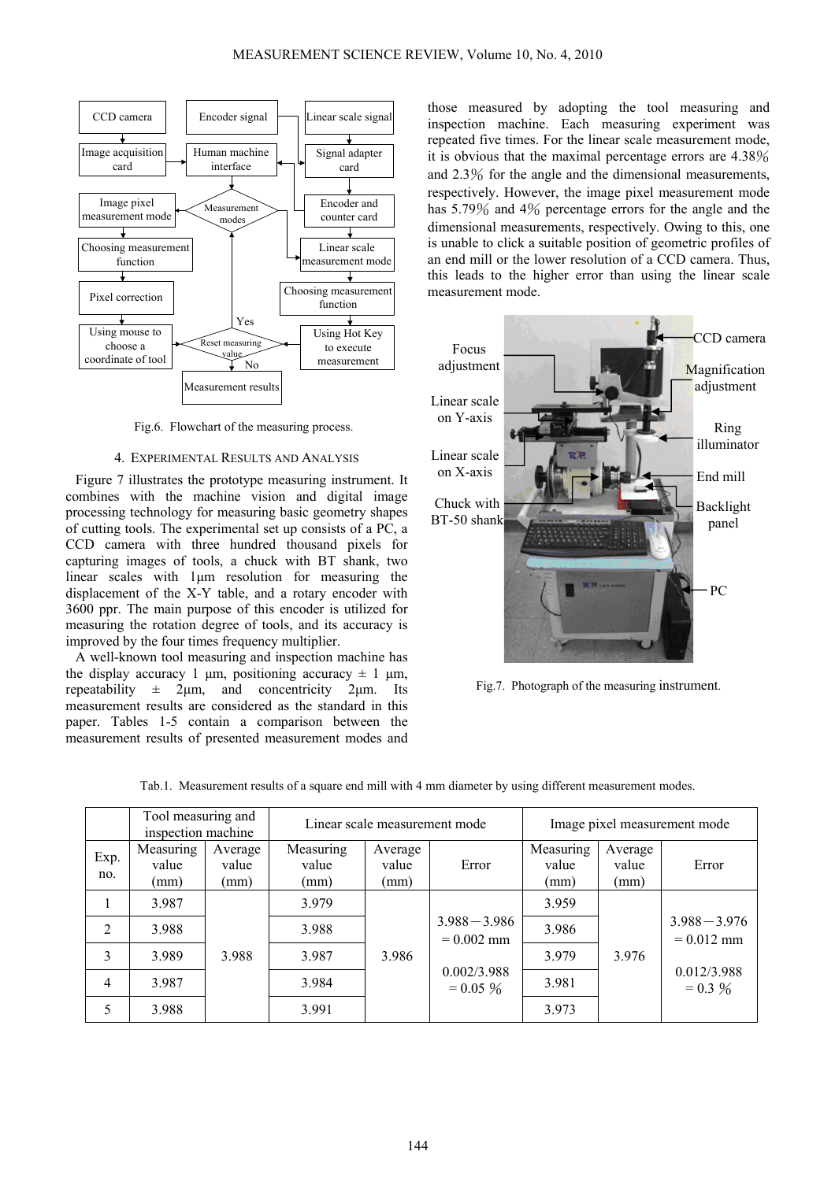Fig.6. Flowchart of the measuring process.

## 4. EXPERIMENTAL RESULTS AND ANALYSIS

Figure 7 illustrates the prototype measuring instrument. It combines with the machine vision and digital image processing technology for measuring basic geometry shapes of cutting tools. The experimental set up consists of a PC, a CCD camera with three hundred thousand pixels for capturing images of tools, a chuck with BT shank, two linear scales with 1μm resolution for measuring the displacement of the X-Y table, and a rotary encoder with 3600 ppr. The main purpose of this encoder is utilized for measuring the rotation degree of tools, and its accuracy is improved by the four times frequency multiplier.

A well-known tool measuring and inspection machine has the display accuracy 1 μm, positioning accuracy ± 1 μm, repeatability ± 2μm, and concentricity 2μm. Its measurement results are considered as the standard in this paper. Tables 1-5 contain a comparison between the measurement results of presented measurement modes and those measured by adopting the tool measuring and inspection machine. Each measuring experiment was repeated five times. For the linear scale measurement mode, it is obvious that the maximal percentage errors are 4.38％ and 2.3％ for the angle and the dimensional measurements, respectively. However, the image pixel measurement mode has 5.79％ and 4％ percentage errors for the angle and the dimensional measurements, respectively. Owing to this, one is unable to click a suitable position of geometric profiles of an end mill or the lower resolution of a CCD camera. Thus, this leads to the higher error than using the linear scale measurement mode.

Fig.7. Photograph of the measuring instrument.

Tab.1. Measurement results of a square end mill with 4 mm diameter by using different measurement modes.

| | Tool measuring and inspection machine | | Linear scale measurement mode | | | Image pixel measurement mode | | |
|---|---|---|---|---|---|---|---|---|
| Exp. no. | Measuring value (mm) | Average value (mm) | Measuring value (mm) | Average value (mm) | Error | Measuring value (mm) | Average value (mm) | Error |
| 1 | 3.987 | 3.988 | 3.979 | 3.986 | 3.988－3.986 = 0.002 mm<br>0.002/3.988 = 0.05 ％ | 3.959 | 3.976 | 3.988－3.976 = 0.012 mm<br>0.012/3.988 = 0.3 ％ |
| 2 | 3.988 | | 3.988 | | | 3.986 | | |
| 3 | 3.989 | | 3.987 | | | 3.979 | | |
| 4 | 3.987 | | 3.984 | | | 3.981 | | |
| 5 | 3.988 | | 3.991 | | | 3.973 | | |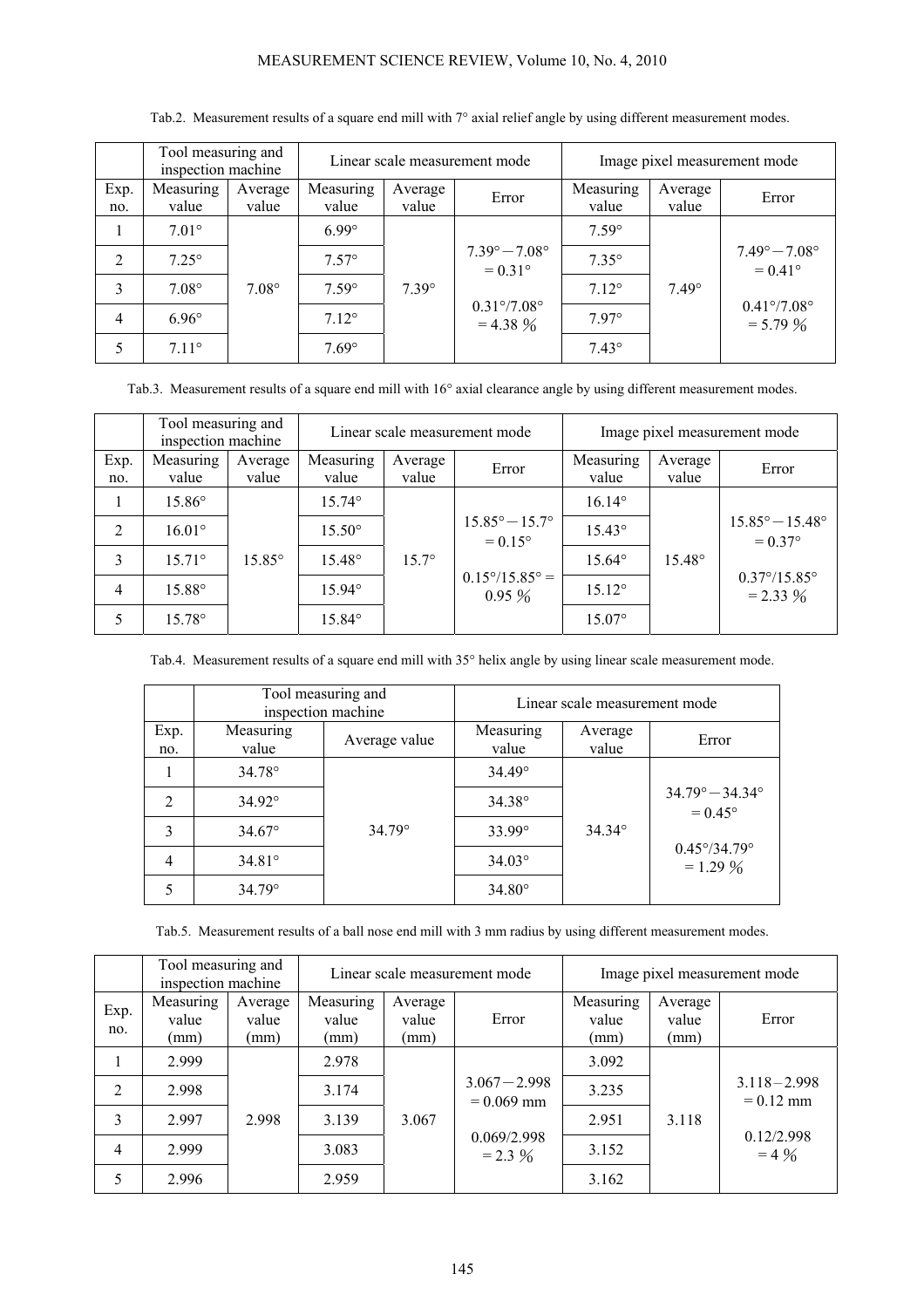Tab.2. Measurement results of a square end mill with 7° axial relief angle by using different measurement modes.

| | Tool measuring and inspection machine | | Linear scale measurement mode | | | Image pixel measurement mode | | |
|---|---|---|---|---|---|---|---|---|
| Exp. no. | Measuring value | Average value | Measuring value | Average value | Error | Measuring value | Average value | Error |
| 1 | 7.01° | 7.08° | 6.99° | 7.39° | 7.39° − 7.08° = 0.31° <br> 0.31°/7.08° = 4.38 % | 7.59° | 7.49° | 7.49° − 7.08° = 0.41° <br> 0.41°/7.08° = 5.79 % |
| 2 | 7.25° | | 7.57° | | | 7.35° | | |
| 3 | 7.08° | | 7.59° | | | 7.12° | | |
| 4 | 6.96° | | 7.12° | | | 7.97° | | |
| 5 | 7.11° | | 7.69° | | | 7.43° | | |

Tab.3. Measurement results of a square end mill with 16° axial clearance angle by using different measurement modes.

| | Tool measuring and inspection machine | | Linear scale measurement mode | | | Image pixel measurement mode | | |
|---|---|---|---|---|---|---|---|---|
| Exp. no. | Measuring value | Average value | Measuring value | Average value | Error | Measuring value | Average value | Error |
| 1 | 15.86° | 15.85° | 15.74° | 15.7° | 15.85° − 15.7° = 0.15° <br> 0.15°/15.85° = 0.95 % | 16.14° | 15.48° | 15.85° − 15.48° = 0.37° <br> 0.37°/15.85° = 2.33 % |
| 2 | 16.01° | | 15.50° | | | 15.43° | | |
| 3 | 15.71° | | 15.48° | | | 15.64° | | |
| 4 | 15.88° | | 15.94° | | | 15.12° | | |
| 5 | 15.78° | | 15.84° | | | 15.07° | | |

Tab.4. Measurement results of a square end mill with 35° helix angle by using linear scale measurement mode.

| | Tool measuring and inspection machine | | Linear scale measurement mode | | |
|---|---|---|---|---|---|
| Exp. no. | Measuring value | Average value | Measuring value | Average value | Error |
| 1 | 34.78° | 34.79° | 34.49° | 34.34° | 34.79° − 34.34° = 0.45° <br> 0.45°/34.79° = 1.29 % |
| 2 | 34.92° | | 34.38° | | |
| 3 | 34.67° | | 33.99° | | |
| 4 | 34.81° | | 34.03° | | |
| 5 | 34.79° | | 34.80° | | |

Tab.5. Measurement results of a ball nose end mill with 3 mm radius by using different measurement modes.

| | Tool measuring and inspection machine | | Linear scale measurement mode | | | Image pixel measurement mode | | |
|---|---|---|---|---|---|---|---|---|
| Exp. no. | Measuring value (mm) | Average value (mm) | Measuring value (mm) | Average value (mm) | Error | Measuring value (mm) | Average value (mm) | Error |
| 1 | 2.999 | 2.998 | 2.978 | 3.067 | 3.067 − 2.998 = 0.069 mm <br> 0.069/2.998 = 2.3 % | 3.092 | 3.118 | 3.118 − 2.998 = 0.12 mm <br> 0.12/2.998 = 4 % |
| 2 | 2.998 | | 3.174 | | | 3.235 | | |
| 3 | 2.997 | | 3.139 | | | 2.951 | | |
| 4 | 2.999 | | 3.083 | | | 3.152 | | |
| 5 | 2.996 | | 2.959 | | | 3.162 | | |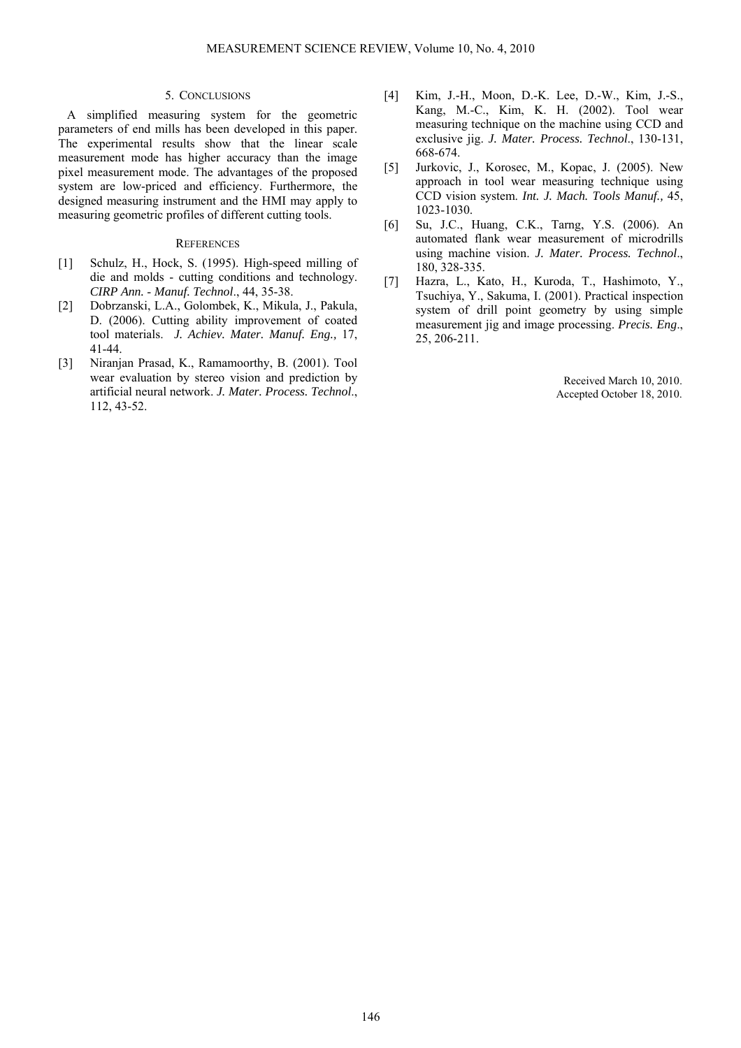## 5. CONCLUSIONS

A simplified measuring system for the geometric parameters of end mills has been developed in this paper. The experimental results show that the linear scale measurement mode has higher accuracy than the image pixel measurement mode. The advantages of the proposed system are low-priced and efficiency. Furthermore, the designed measuring instrument and the HMI may apply to measuring geometric profiles of different cutting tools.

## REFERENCES

[1] Schulz, H., Hock, S. (1995). High-speed milling of die and molds - cutting conditions and technology. *CIRP Ann. - Manuf. Technol*., 44, 35-38.

[2] Dobrzanski, L.A., Golombek, K., Mikula, J., Pakula, D. (2006). Cutting ability improvement of coated tool materials. *J. Achiev. Mater. Manuf. Eng.,* 17, 41-44.

[3] Niranjan Prasad, K., Ramamoorthy, B. (2001). Tool wear evaluation by stereo vision and prediction by artificial neural network. *J. Mater. Process. Technol*., 112, 43-52.

[4] Kim, J.-H., Moon, D.-K. Lee, D.-W., Kim, J.-S., Kang, M.-C., Kim, K. H. (2002). Tool wear measuring technique on the machine using CCD and exclusive jig. *J. Mater. Process. Technol*., 130-131, 668-674.

[5] Jurkovic, J., Korosec, M., Kopac, J. (2005). New approach in tool wear measuring technique using CCD vision system. *Int. J. Mach. Tools Manuf.,* 45, 1023-1030.

[6] Su, J.C., Huang, C.K., Tarng, Y.S. (2006). An automated flank wear measurement of microdrills using machine vision. *J. Mater. Process. Technol*., 180, 328-335.

[7] Hazra, L., Kato, H., Kuroda, T., Hashimoto, Y., Tsuchiya, Y., Sakuma, I. (2001). Practical inspection system of drill point geometry by using simple measurement jig and image processing. *Precis. Eng*., 25, 206-211.

Received March 10, 2010.
Accepted October 18, 2010.